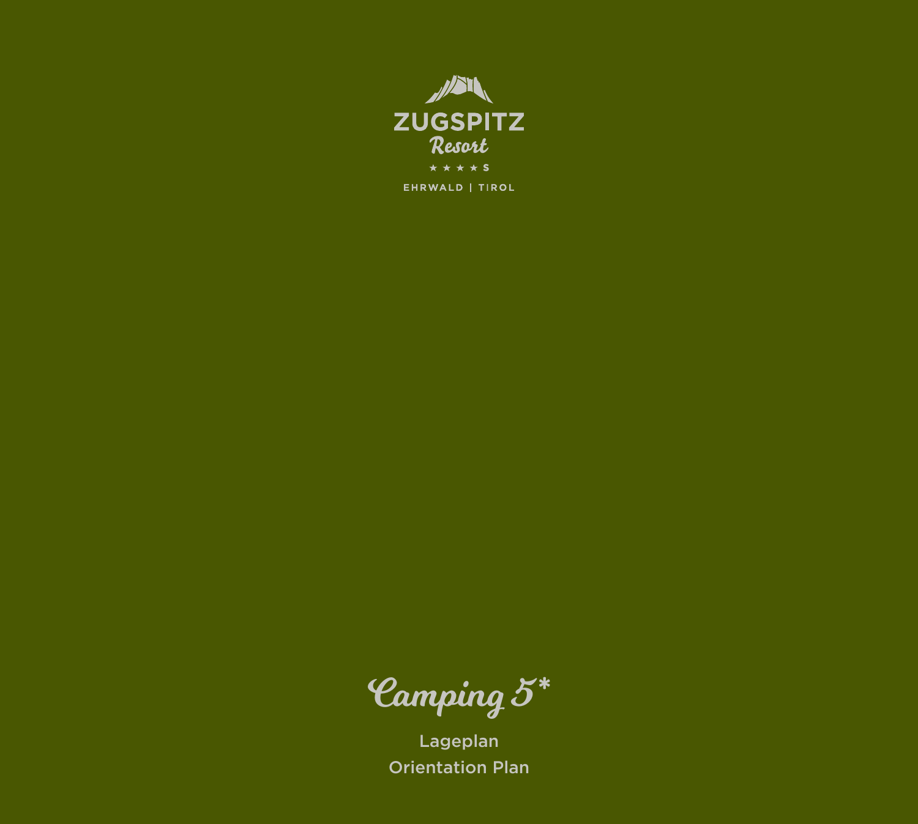ZUGSPITZ

Resort

★ ★ ★ ★ S

EHRWALD | TIROL

# Camping 5*

Lageplan

Orientation Plan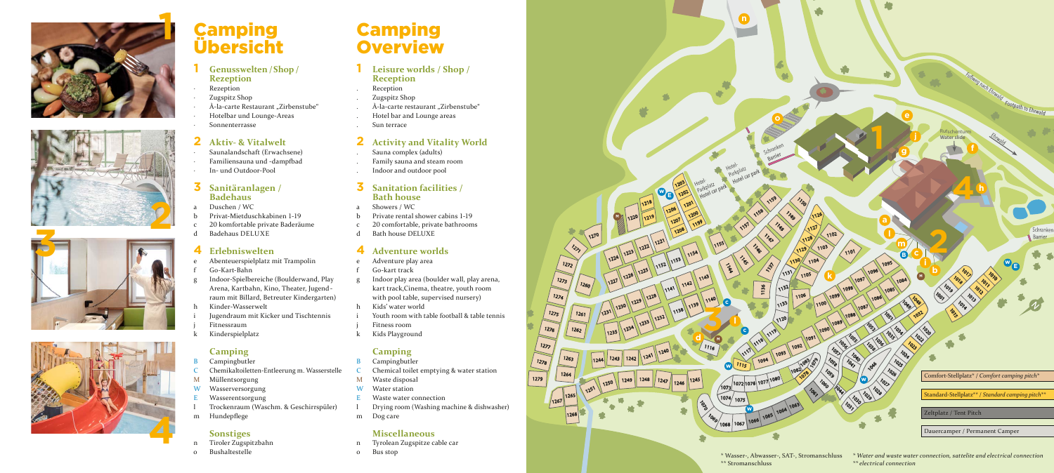# Camping Übersicht

## 1 Genusswelten / Shop / Rezeption

- Rezeption
- Zugspitz Shop
- À-la-carte Restaurant „Zirbenstube"
- Hotelbar und Lounge-Areas
- Sonnenterrasse

## 2 Aktiv- & Vitalwelt

- Saunalandschaft (Erwachsene)
- Familiensauna und -dampfbad
- In- und Outdoor-Pool

## 3 Sanitäranlagen / Badehaus

- a Duschen / WC
- b Privat-Mietduschkabinen 1-19
- c 20 komfortable private Baderäume
- d Badehaus DELUXE

## 4 Erlebniswelten

- e Abenteuerspielplatz mit Trampolin
- f Go-Kart-Bahn
- g Indoor-Spielbereiche (Boulderwand, Play Arena, Kartbahn, Kino, Theater, Jugendraum mit Billard, Betreuter Kindergarten)
- h Kinder-Wasserwelt
- i Jugendraum mit Kicker und Tischtennis
- j Fitnessraum
- k Kinderspielplatz

### Camping

- B Campingbutler
- C Chemikaltoiletten-Entleerung m. Wasserstelle
- M Müllentsorgung
- W Wasserversorgung
- E Wasserentsorgung
- l Trockenraum (Waschm. & Geschirrspüler)
- m Hundepflege

### Sonstiges

- n Tiroler Zugspitzbahn
- o Bushaltestelle

# Camping Overview

## 1 Leisure worlds / Shop / Reception

- Reception
- Zugspitz Shop
- À-la-carte restaurant „Zirbenstube"
- Hotel bar and Lounge areas
- Sun terrace

## 2 Activity and Vitality World

- Sauna complex (adults)
- Family sauna and steam room
- Indoor and outdoor pool

## 3 Sanitation facilities / Bath house

- a Showers / WC
- b Private rental shower cabins 1-19
- c 20 comfortable, private bathrooms
- d Bath house DELUXE

## 4 Adventure worlds

- e Adventure play area
- f Go-kart track
- g Indoor play area (boulder wall, play arena, kart track,Cinema, theatre, youth room with pool table, supervised nursery)
- h Kids' water world
- i Youth room with table football & table tennis
- j Fitness room
- k Kids Playground

### Camping

- B Campingbutler
- C Chemical toilet emptying & water station
- M Waste disposal
- W Water station
- E Waste water connection
- l Drying room (Washing machine & dishwasher)
- m Dog care

### Miscellaneous

- n Tyrolean Zugspitze cable car
- o Bus stop

Comfort-Stellplatz* / *Comfort camping pitch**

Standard-Stellplatz** / *Standard camping pitch***

Zeltplatz / Tent Pitch

Dauercamper / Permanent Camper

\* Wasser-, Abwasser-, SAT-, Stromanschluss
\*\* Stromanschluss

*\* Water and waste water connection, sattelite and electrical connection*
*\*\* electrical connection*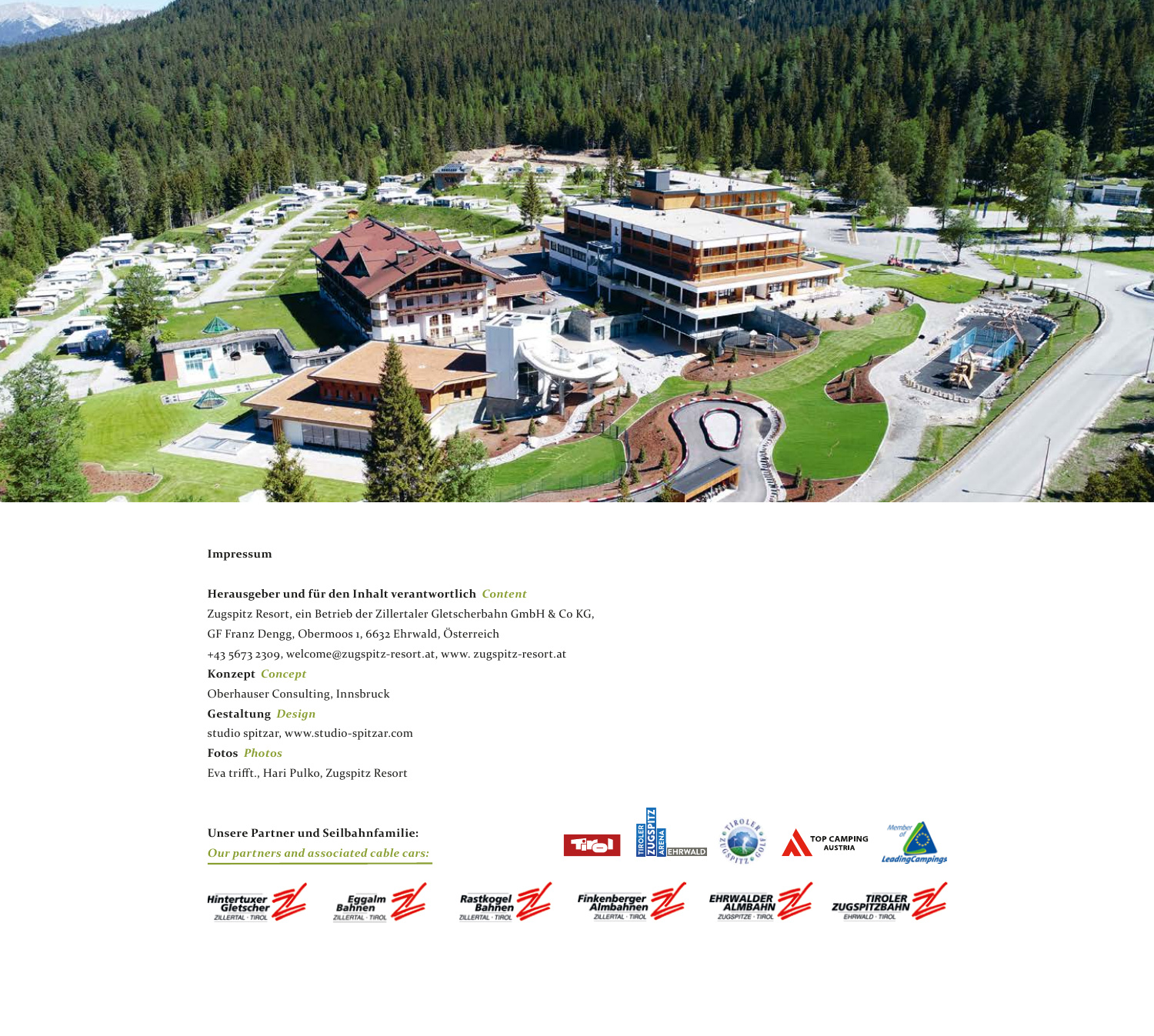**Impressum**

**Herausgeber und für den Inhalt verantwortlich** *Content*
Zugspitz Resort, ein Betrieb der Zillertaler Gletscherbahn GmbH & Co KG,
GF Franz Dengg, Obermoos 1, 6632 Ehrwald, Österreich
+43 5673 2309, welcome@zugspitz-resort.at, www. zugspitz-resort.at
**Konzept** *Concept*
Oberhauser Consulting, Innsbruck
**Gestaltung** *Design*
studio spitzar, www.studio-spitzar.com
**Fotos** *Photos*
Eva trifft., Hari Pulko, Zugspitz Resort

**Unsere Partner und Seilbahnfamilie:**
*Our partners and associated cable cars:*